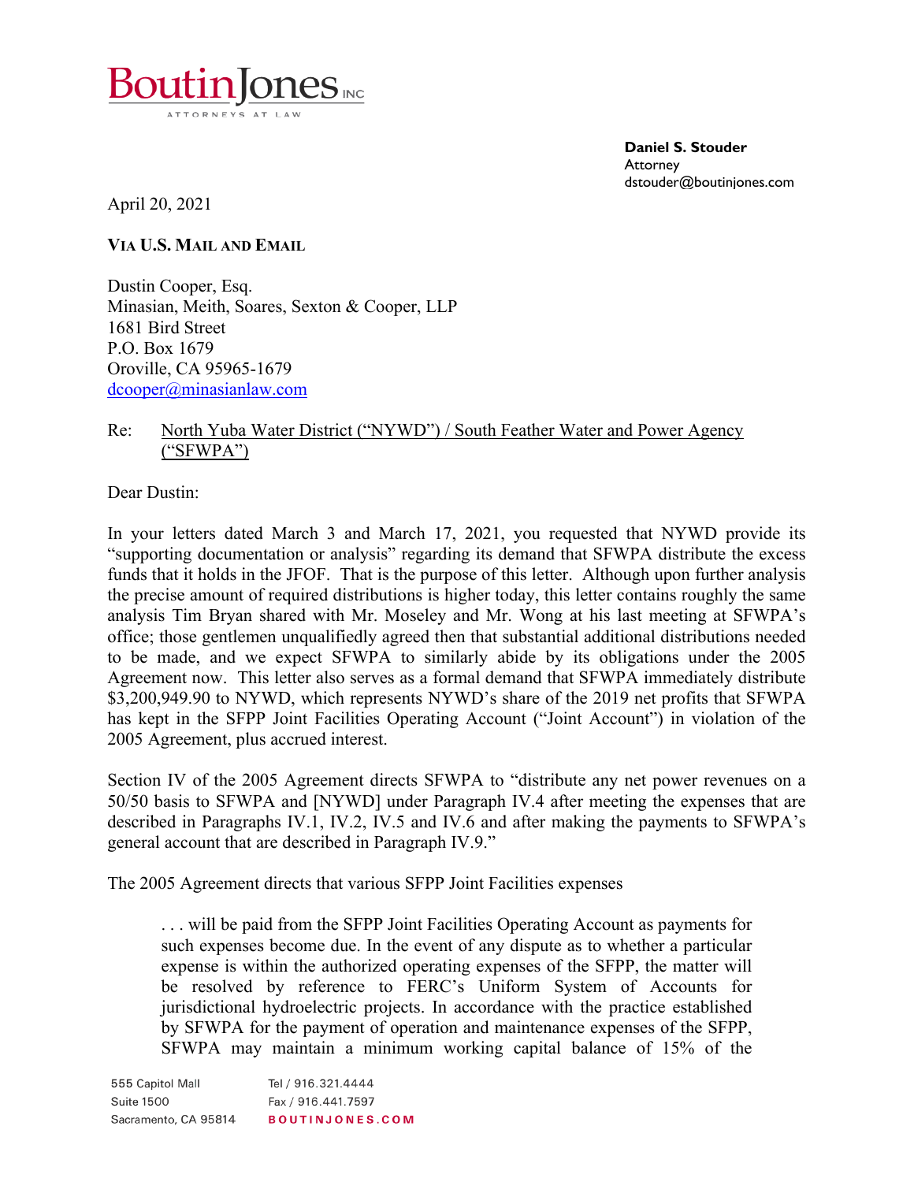**BoutinJones** INC
ATTORNEYS AT LAW

**Daniel S. Stouder**
Attorney
dstouder@boutinjones.com

April 20, 2021

**VIA U.S. MAIL AND EMAIL**

Dustin Cooper, Esq.
Minasian, Meith, Soares, Sexton & Cooper, LLP
1681 Bird Street
P.O. Box 1679
Oroville, CA 95965-1679
dcooper@minasianlaw.com

Re: North Yuba Water District ("NYWD") / South Feather Water and Power Agency ("SFWPA")

Dear Dustin:

In your letters dated March 3 and March 17, 2021, you requested that NYWD provide its "supporting documentation or analysis" regarding its demand that SFWPA distribute the excess funds that it holds in the JFOF. That is the purpose of this letter. Although upon further analysis the precise amount of required distributions is higher today, this letter contains roughly the same analysis Tim Bryan shared with Mr. Moseley and Mr. Wong at his last meeting at SFWPA's office; those gentlemen unqualifiedly agreed then that substantial additional distributions needed to be made, and we expect SFWPA to similarly abide by its obligations under the 2005 Agreement now. This letter also serves as a formal demand that SFWPA immediately distribute $3,200,949.90 to NYWD, which represents NYWD's share of the 2019 net profits that SFWPA has kept in the SFPP Joint Facilities Operating Account ("Joint Account") in violation of the 2005 Agreement, plus accrued interest.

Section IV of the 2005 Agreement directs SFWPA to "distribute any net power revenues on a 50/50 basis to SFWPA and [NYWD] under Paragraph IV.4 after meeting the expenses that are described in Paragraphs IV.1, IV.2, IV.5 and IV.6 and after making the payments to SFWPA's general account that are described in Paragraph IV.9."

The 2005 Agreement directs that various SFPP Joint Facilities expenses

> . . . will be paid from the SFPP Joint Facilities Operating Account as payments for such expenses become due. In the event of any dispute as to whether a particular expense is within the authorized operating expenses of the SFPP, the matter will be resolved by reference to FERC's Uniform System of Accounts for jurisdictional hydroelectric projects. In accordance with the practice established by SFWPA for the payment of operation and maintenance expenses of the SFPP, SFWPA may maintain a minimum working capital balance of 15% of the

555 Capitol Mall
Suite 1500
Sacramento, CA 95814

Tel / 916.321.4444
Fax / 916.441.7597
BOUTINJONES.COM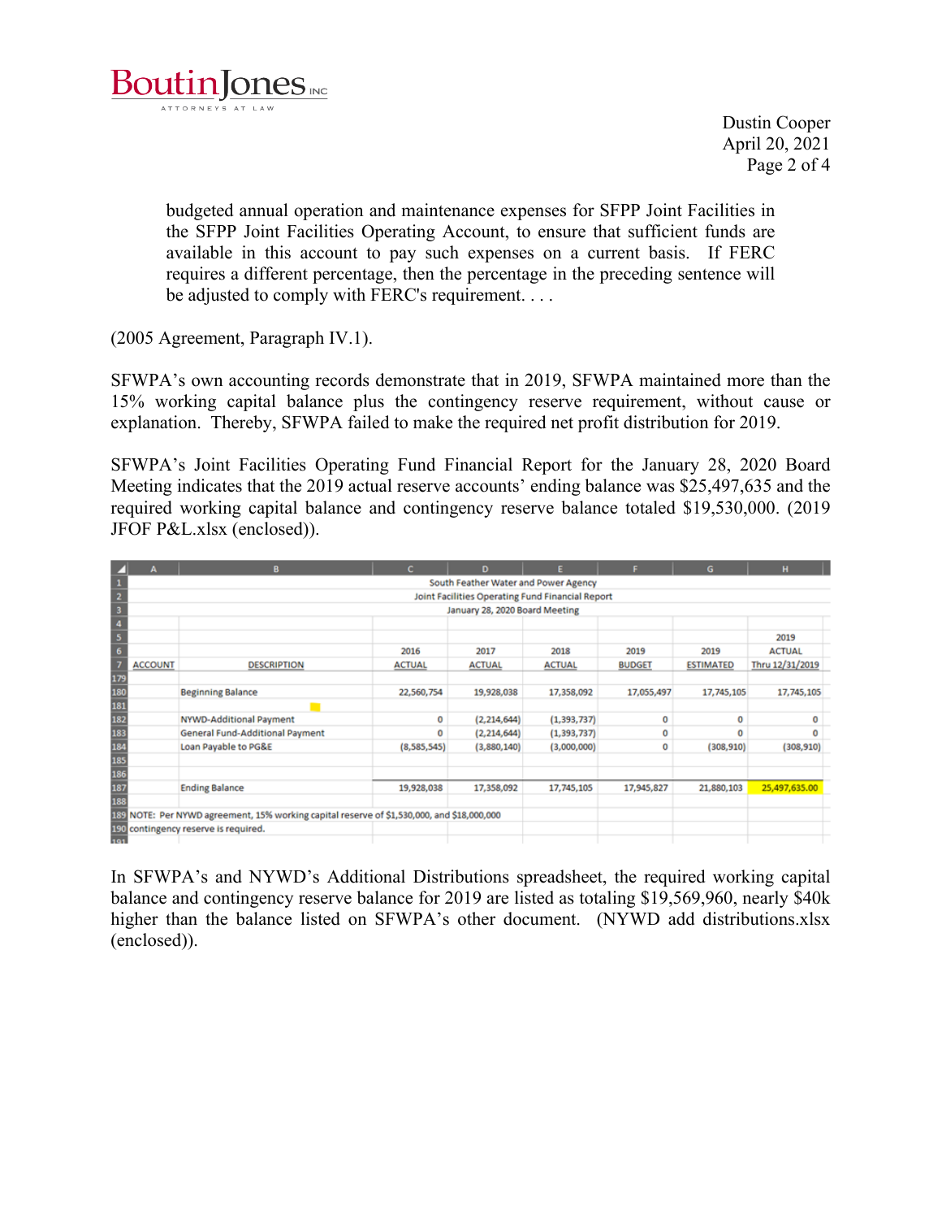budgeted annual operation and maintenance expenses for SFPP Joint Facilities in the SFPP Joint Facilities Operating Account, to ensure that sufficient funds are available in this account to pay such expenses on a current basis. If FERC requires a different percentage, then the percentage in the preceding sentence will be adjusted to comply with FERC's requirement. . . .

(2005 Agreement, Paragraph IV.1).

SFWPA's own accounting records demonstrate that in 2019, SFWPA maintained more than the 15% working capital balance plus the contingency reserve requirement, without cause or explanation. Thereby, SFWPA failed to make the required net profit distribution for 2019.

SFWPA's Joint Facilities Operating Fund Financial Report for the January 28, 2020 Board Meeting indicates that the 2019 actual reserve accounts' ending balance was $25,497,635 and the required working capital balance and contingency reserve balance totaled $19,530,000. (2019 JFOF P&L.xlsx (enclosed)).

South Feather Water and Power Agency
Joint Facilities Operating Fund Financial Report
January 28, 2020 Board Meeting

| ACCOUNT | DESCRIPTION | 2016 ACTUAL | 2017 ACTUAL | 2018 ACTUAL | 2019 BUDGET | 2019 ESTIMATED | 2019 ACTUAL Thru 12/31/2019 |
|---|---|---|---|---|---|---|---|
| | Beginning Balance | 22,560,754 | 19,928,038 | 17,358,092 | 17,055,497 | 17,745,105 | 17,745,105 |
| | NYWD-Additional Payment | 0 | (2,214,644) | (1,393,737) | 0 | 0 | 0 |
| | General Fund-Additional Payment | 0 | (2,214,644) | (1,393,737) | 0 | 0 | 0 |
| | Loan Payable to PG&E | (8,585,545) | (3,880,140) | (3,000,000) | 0 | (308,910) | (308,910) |
| | Ending Balance | 19,928,038 | 17,358,092 | 17,745,105 | 17,945,827 | 21,880,103 | 25,497,635.00 |

NOTE: Per NYWD agreement, 15% working capital reserve of $1,530,000, and $18,000,000 contingency reserve is required.

In SFWPA's and NYWD's Additional Distributions spreadsheet, the required working capital balance and contingency reserve balance for 2019 are listed as totaling $19,569,960, nearly $40k higher than the balance listed on SFWPA's other document. (NYWD add distributions.xlsx (enclosed)).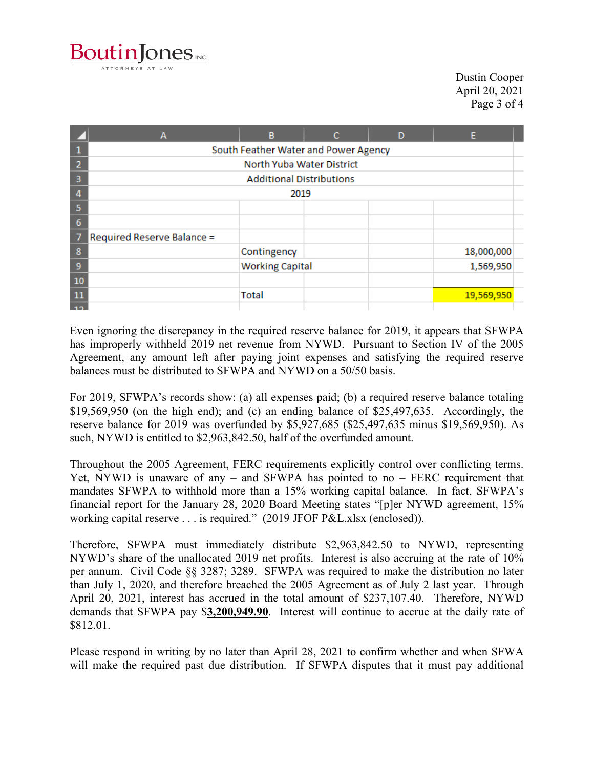| | | | |
|---|---|---|---|
| South Feather Water and Power Agency | | | |
| North Yuba Water District | | | |
| Additional Distributions | | | |
| 2019 | | | |
| Required Reserve Balance = | | | |
| | Contingency | | 18,000,000 |
| | Working Capital | | 1,569,950 |
| | Total | | 19,569,950 |

Even ignoring the discrepancy in the required reserve balance for 2019, it appears that SFWPA has improperly withheld 2019 net revenue from NYWD. Pursuant to Section IV of the 2005 Agreement, any amount left after paying joint expenses and satisfying the required reserve balances must be distributed to SFWPA and NYWD on a 50/50 basis.

For 2019, SFWPA's records show: (a) all expenses paid; (b) a required reserve balance totaling $19,569,950 (on the high end); and (c) an ending balance of $25,497,635. Accordingly, the reserve balance for 2019 was overfunded by $5,927,685 ($25,497,635 minus $19,569,950). As such, NYWD is entitled to $2,963,842.50, half of the overfunded amount.

Throughout the 2005 Agreement, FERC requirements explicitly control over conflicting terms. Yet, NYWD is unaware of any – and SFWPA has pointed to no – FERC requirement that mandates SFWPA to withhold more than a 15% working capital balance. In fact, SFWPA's financial report for the January 28, 2020 Board Meeting states "[p]er NYWD agreement, 15% working capital reserve . . . is required." (2019 JFOF P&L.xlsx (enclosed)).

Therefore, SFWPA must immediately distribute $2,963,842.50 to NYWD, representing NYWD's share of the unallocated 2019 net profits. Interest is also accruing at the rate of 10% per annum. Civil Code §§ 3287; 3289. SFWPA was required to make the distribution no later than July 1, 2020, and therefore breached the 2005 Agreement as of July 2 last year. Through April 20, 2021, interest has accrued in the total amount of $237,107.40. Therefore, NYWD demands that SFWPA pay $**3,200,949.90**. Interest will continue to accrue at the daily rate of $812.01.

Please respond in writing by no later than April 28, 2021 to confirm whether and when SFWA will make the required past due distribution. If SFWPA disputes that it must pay additional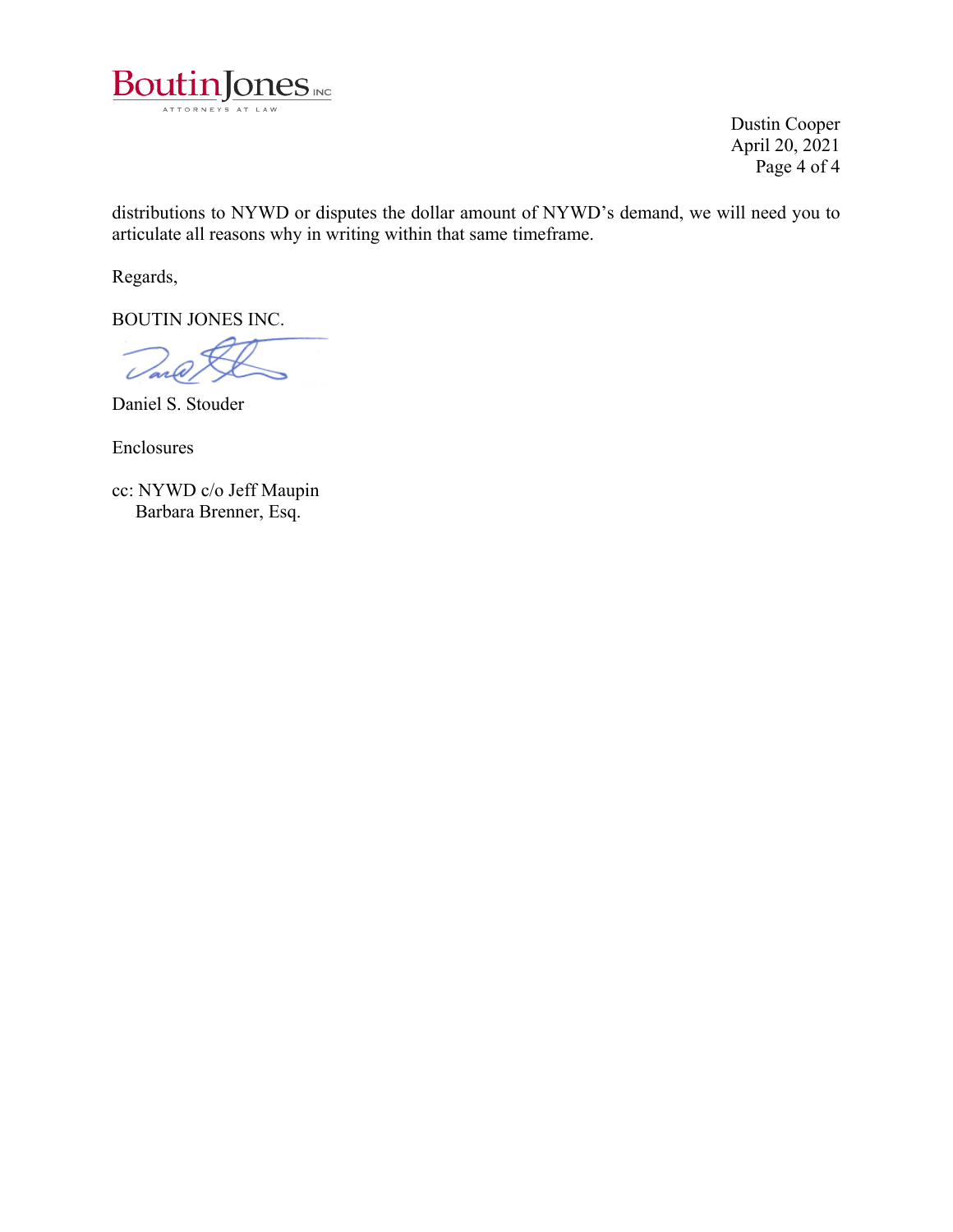distributions to NYWD or disputes the dollar amount of NYWD's demand, we will need you to articulate all reasons why in writing within that same timeframe.

Regards,

BOUTIN JONES INC.

Daniel S. Stouder

Enclosures

cc: NYWD c/o Jeff Maupin
Barbara Brenner, Esq.